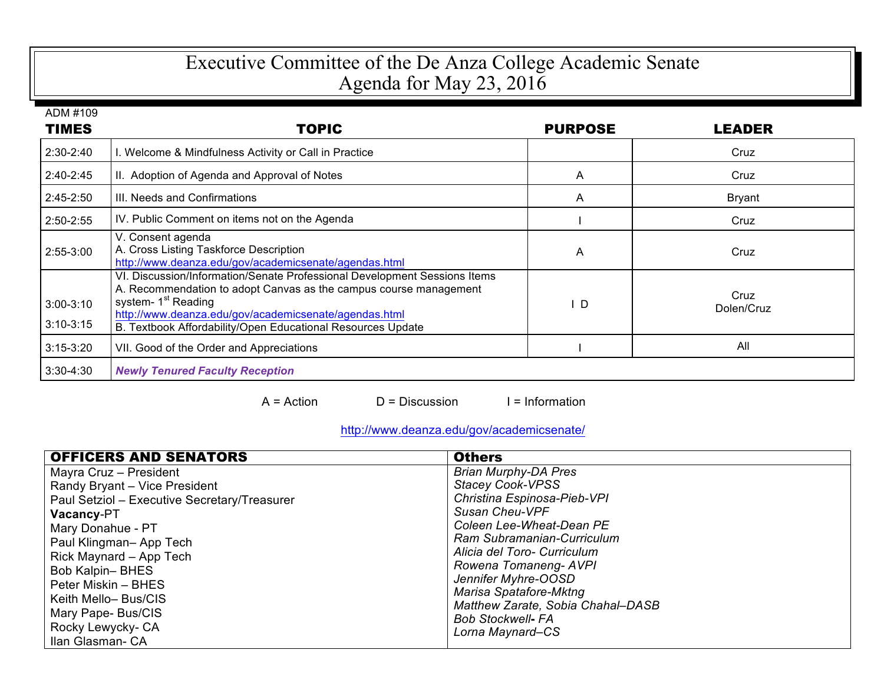# Executive Committee of the De Anza College Academic Senate
## Agenda for May 23, 2016

ADM #109

| TIMES | TOPIC | PURPOSE | LEADER |
|---|---|---|---|
| 2:30-2:40 | I. Welcome & Mindfulness Activity or Call in Practice | | Cruz |
| 2:40-2:45 | II. Adoption of Agenda and Approval of Notes | A | Cruz |
| 2:45-2:50 | III. Needs and Confirmations | A | Bryant |
| 2:50-2:55 | IV. Public Comment on items not on the Agenda | I | Cruz |
| 2:55-3:00 | V. Consent agenda<br>A. Cross Listing Taskforce Description<br>http://www.deanza.edu/gov/academicsenate/agendas.html | A | Cruz |
| 3:00-3:10<br>3:10-3:15 | VI. Discussion/Information/Senate Professional Development Sessions Items<br>A. Recommendation to adopt Canvas as the campus course management system- 1st Reading<br>http://www.deanza.edu/gov/academicsenate/agendas.html<br>B. Textbook Affordability/Open Educational Resources Update | I D | Cruz<br>Dolen/Cruz |
| 3:15-3:20 | VII. Good of the Order and Appreciations | I | All |
| 3:30-4:30 | ***Newly Tenured Faculty Reception*** | | |

A = Action D = Discussion I = Information

http://www.deanza.edu/gov/academicsenate/

| OFFICERS AND SENATORS | Others |
|---|---|
| Mayra Cruz – President | *Brian Murphy-DA Pres* |
| Randy Bryant – Vice President | *Stacey Cook-VPSS* |
| Paul Setziol – Executive Secretary/Treasurer | *Christina Espinosa-Pieb-VPI* |
| **Vacancy**-PT | *Susan Cheu-VPF* |
| Mary Donahue - PT | *Coleen Lee-Wheat-Dean PE* |
| Paul Klingman– App Tech | *Ram Subramanian-Curriculum* |
| Rick Maynard – App Tech | *Alicia del Toro- Curriculum* |
| Bob Kalpin– BHES | *Rowena Tomaneng- AVPI* |
| Peter Miskin – BHES | *Jennifer Myhre-OOSD* |
| Keith Mello– Bus/CIS | *Marisa Spatafore-Mktng* |
| Mary Pape- Bus/CIS | *Matthew Zarate, Sobia Chahal–DASB* |
| Rocky Lewycky- CA | *Bob Stockwell- FA* |
| Ilan Glasman- CA | *Lorna Maynard–CS* |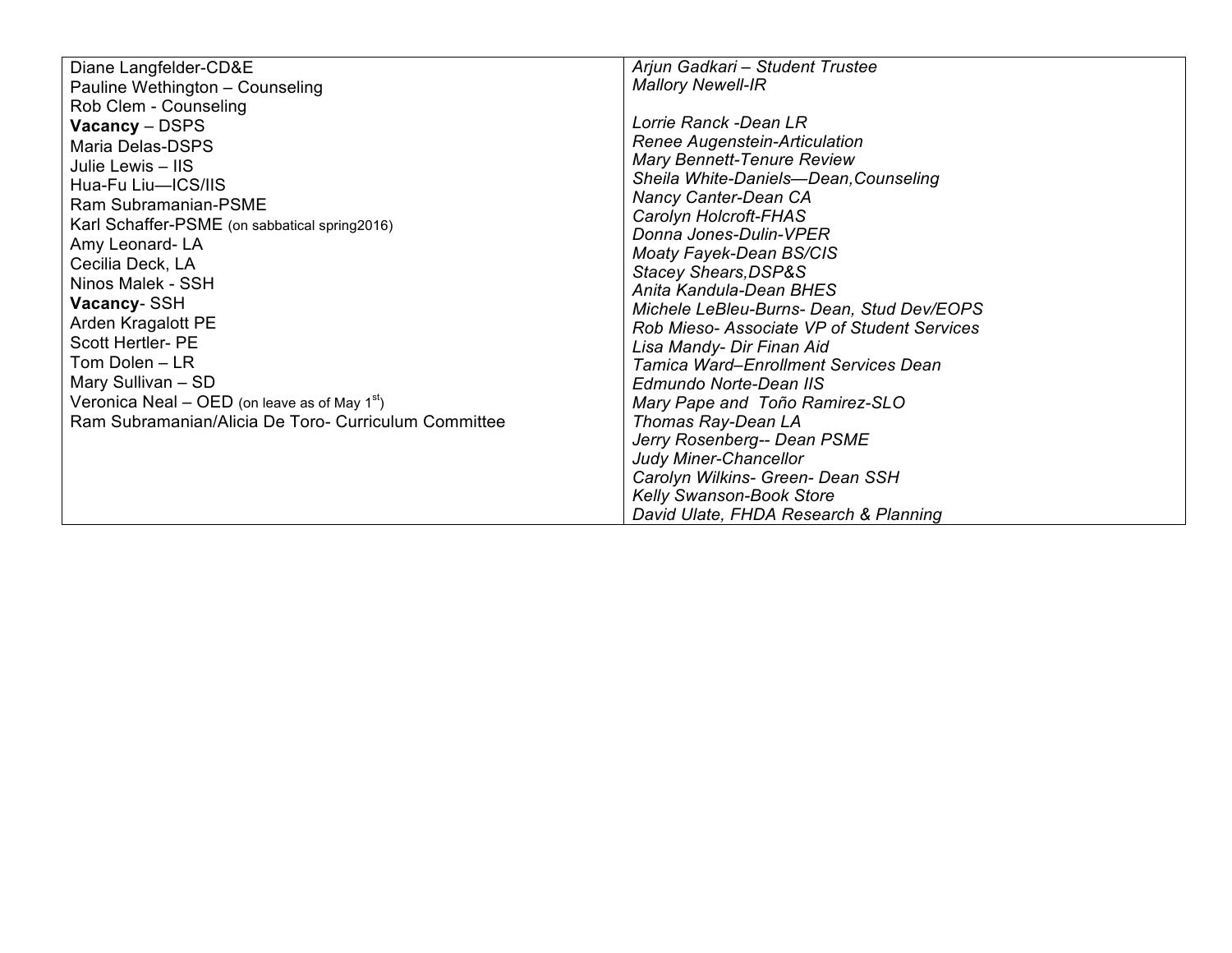| | |
|---|---|
| Diane Langfelder-CD&E | *Arjun Gadkari – Student Trustee* |
| Pauline Wethington – Counseling | *Mallory Newell-IR* |
| Rob Clem - Counseling | |
| **Vacancy** – DSPS | *Lorrie Ranck -Dean LR* |
| Maria Delas-DSPS | *Renee Augenstein-Articulation* |
| Julie Lewis – IIS | *Mary Bennett-Tenure Review* |
| Hua-Fu Liu—ICS/IIS | *Sheila White-Daniels—Dean,Counseling* |
| Ram Subramanian-PSME | *Nancy Canter-Dean CA* |
| Karl Schaffer-PSME (on sabbatical spring2016) | *Carolyn Holcroft-FHAS* |
| Amy Leonard- LA | *Donna Jones-Dulin-VPER* |
| Cecilia Deck, LA | *Moaty Fayek-Dean BS/CIS* |
| Ninos Malek - SSH | *Stacey Shears,DSP&S* |
| **Vacancy**- SSH | *Anita Kandula-Dean BHES* |
| Arden Kragalott PE | *Michele LeBleu-Burns- Dean, Stud Dev/EOPS* |
| Scott Hertler- PE | *Rob Mieso- Associate VP of Student Services* |
| Tom Dolen – LR | *Lisa Mandy- Dir Finan Aid* |
| Mary Sullivan – SD | *Tamica Ward–Enrollment Services Dean* |
| Veronica Neal – OED (on leave as of May 1st) | *Edmundo Norte-Dean IIS* |
| Ram Subramanian/Alicia De Toro- Curriculum Committee | *Mary Pape and Toño Ramirez-SLO* |
| | *Thomas Ray-Dean LA* |
| | *Jerry Rosenberg-- Dean PSME* |
| | *Judy Miner-Chancellor* |
| | *Carolyn Wilkins- Green- Dean SSH* |
| | *Kelly Swanson-Book Store* |
| | *David Ulate, FHDA Research & Planning* |